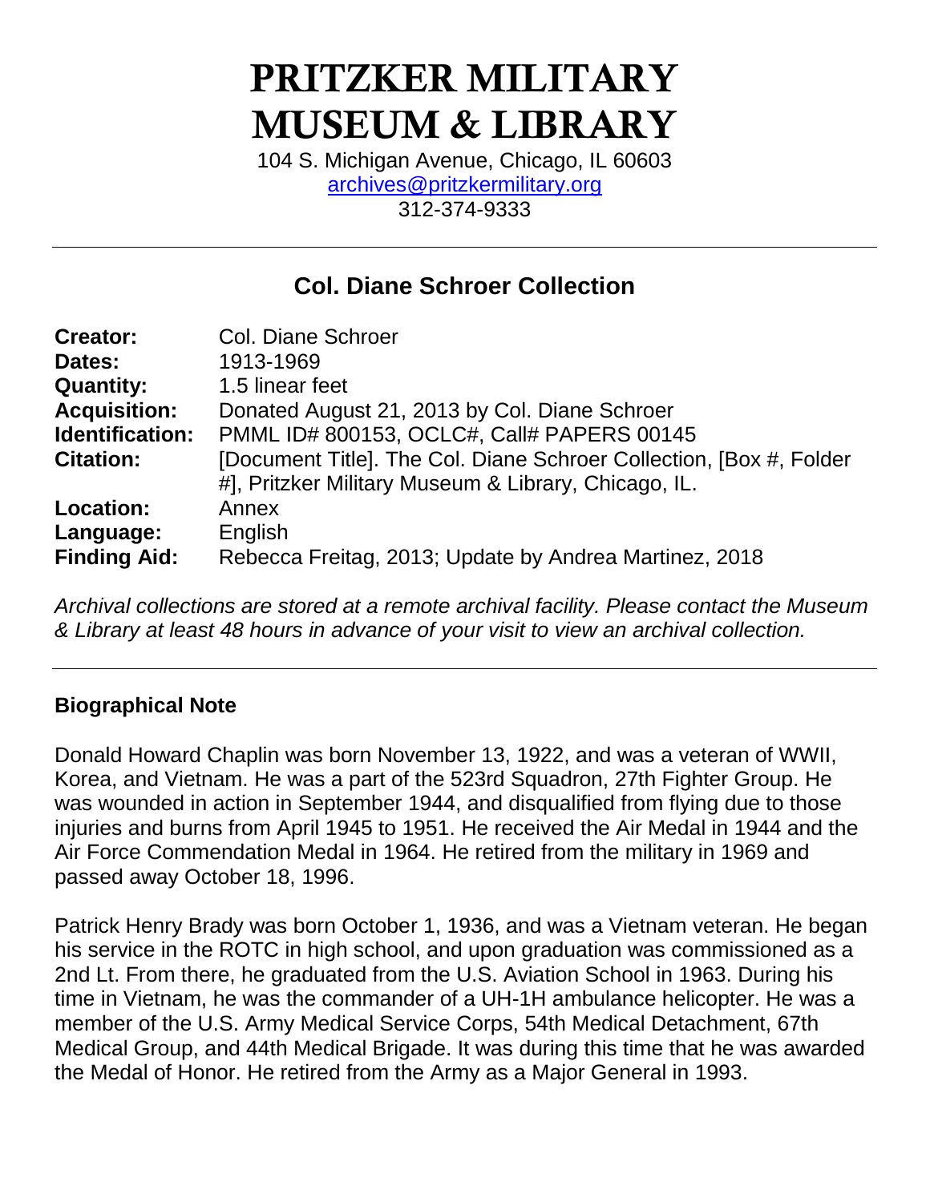# PRITZKER MILITARY MUSEUM & LIBRARY

104 S. Michigan Avenue, Chicago, IL 60603
archives@pritzkermilitary.org
312-374-9333

---

## Col. Diane Schroer Collection

| | |
|---|---|
| **Creator:** | Col. Diane Schroer |
| **Dates:** | 1913-1969 |
| **Quantity:** | 1.5 linear feet |
| **Acquisition:** | Donated August 21, 2013 by Col. Diane Schroer |
| **Identification:** | PMML ID# 800153, OCLC#, Call# PAPERS 00145 |
| **Citation:** | [Document Title]. The Col. Diane Schroer Collection, [Box #, Folder #], Pritzker Military Museum & Library, Chicago, IL. |
| **Location:** | Annex |
| **Language:** | English |
| **Finding Aid:** | Rebecca Freitag, 2013; Update by Andrea Martinez, 2018 |

*Archival collections are stored at a remote archival facility. Please contact the Museum & Library at least 48 hours in advance of your visit to view an archival collection.*

---

### Biographical Note

Donald Howard Chaplin was born November 13, 1922, and was a veteran of WWII, Korea, and Vietnam. He was a part of the 523rd Squadron, 27th Fighter Group. He was wounded in action in September 1944, and disqualified from flying due to those injuries and burns from April 1945 to 1951. He received the Air Medal in 1944 and the Air Force Commendation Medal in 1964. He retired from the military in 1969 and passed away October 18, 1996.

Patrick Henry Brady was born October 1, 1936, and was a Vietnam veteran. He began his service in the ROTC in high school, and upon graduation was commissioned as a 2nd Lt. From there, he graduated from the U.S. Aviation School in 1963. During his time in Vietnam, he was the commander of a UH-1H ambulance helicopter. He was a member of the U.S. Army Medical Service Corps, 54th Medical Detachment, 67th Medical Group, and 44th Medical Brigade. It was during this time that he was awarded the Medal of Honor. He retired from the Army as a Major General in 1993.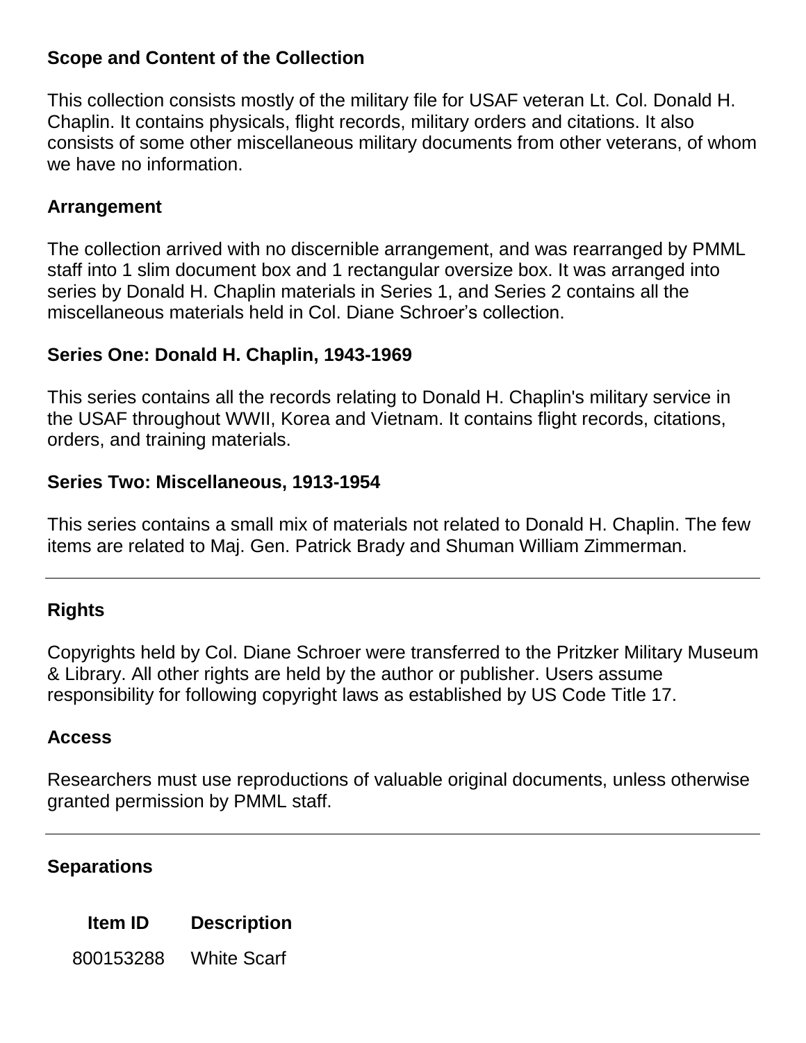## Scope and Content of the Collection

This collection consists mostly of the military file for USAF veteran Lt. Col. Donald H. Chaplin. It contains physicals, flight records, military orders and citations. It also consists of some other miscellaneous military documents from other veterans, of whom we have no information.

## Arrangement

The collection arrived with no discernible arrangement, and was rearranged by PMML staff into 1 slim document box and 1 rectangular oversize box. It was arranged into series by Donald H. Chaplin materials in Series 1, and Series 2 contains all the miscellaneous materials held in Col. Diane Schroer's collection.

### Series One: Donald H. Chaplin, 1943-1969

This series contains all the records relating to Donald H. Chaplin's military service in the USAF throughout WWII, Korea and Vietnam. It contains flight records, citations, orders, and training materials.

### Series Two: Miscellaneous, 1913-1954

This series contains a small mix of materials not related to Donald H. Chaplin. The few items are related to Maj. Gen. Patrick Brady and Shuman William Zimmerman.

---

## Rights

Copyrights held by Col. Diane Schroer were transferred to the Pritzker Military Museum & Library. All other rights are held by the author or publisher. Users assume responsibility for following copyright laws as established by US Code Title 17.

## Access

Researchers must use reproductions of valuable original documents, unless otherwise granted permission by PMML staff.

---

## Separations

| Item ID | Description |
|---|---|
| 800153288 | White Scarf |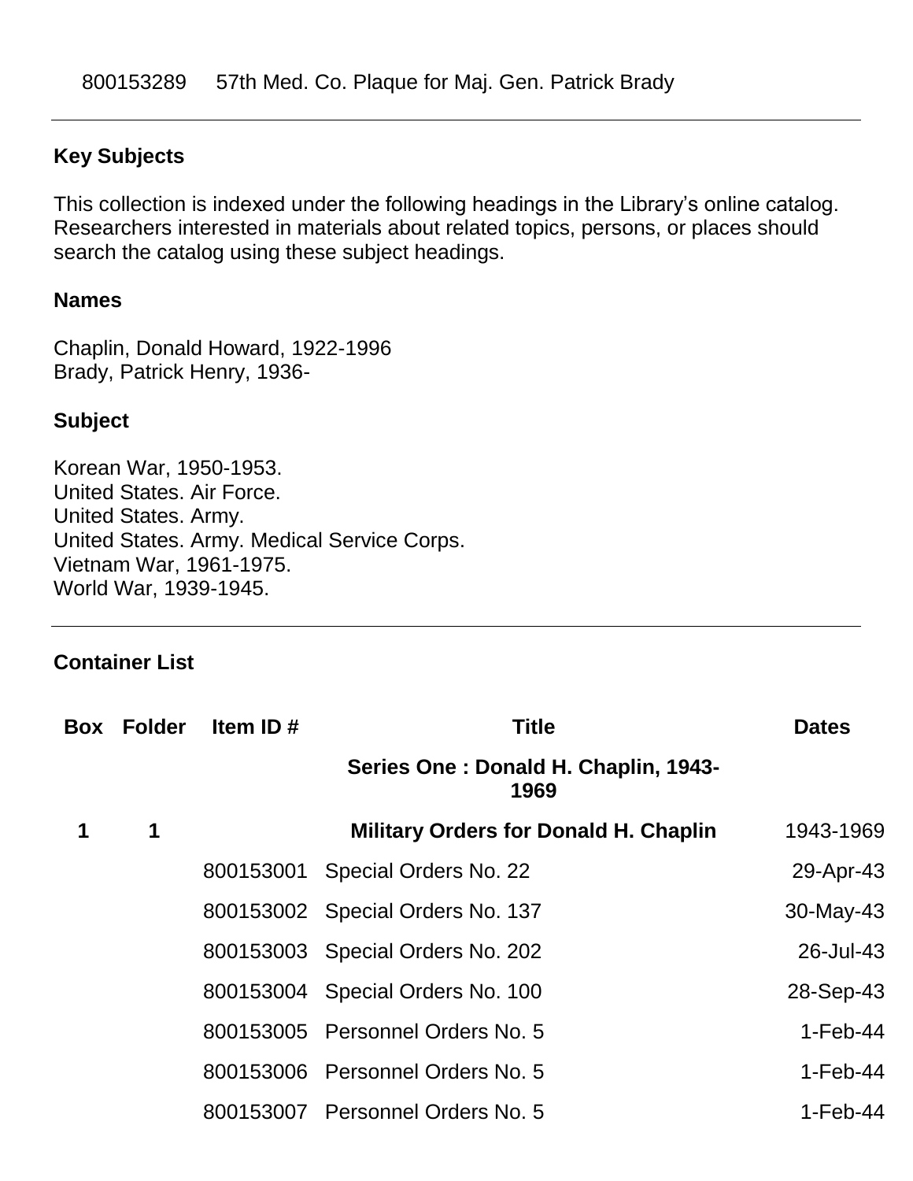800153289 57th Med. Co. Plaque for Maj. Gen. Patrick Brady

---

### Key Subjects

This collection is indexed under the following headings in the Library's online catalog. Researchers interested in materials about related topics, persons, or places should search the catalog using these subject headings.

#### Names

Chaplin, Donald Howard, 1922-1996
Brady, Patrick Henry, 1936-

#### Subject

Korean War, 1950-1953.
United States. Air Force.
United States. Army.
United States. Army. Medical Service Corps.
Vietnam War, 1961-1975.
World War, 1939-1945.

---

### Container List

| Box | Folder | Item ID # | Title | Dates |
|---|---|---|---|---|
| | | | **Series One : Donald H. Chaplin, 1943-1969** | |
| **1** | **1** | | **Military Orders for Donald H. Chaplin** | 1943-1969 |
| | | 800153001 | Special Orders No. 22 | 29-Apr-43 |
| | | 800153002 | Special Orders No. 137 | 30-May-43 |
| | | 800153003 | Special Orders No. 202 | 26-Jul-43 |
| | | 800153004 | Special Orders No. 100 | 28-Sep-43 |
| | | 800153005 | Personnel Orders No. 5 | 1-Feb-44 |
| | | 800153006 | Personnel Orders No. 5 | 1-Feb-44 |
| | | 800153007 | Personnel Orders No. 5 | 1-Feb-44 |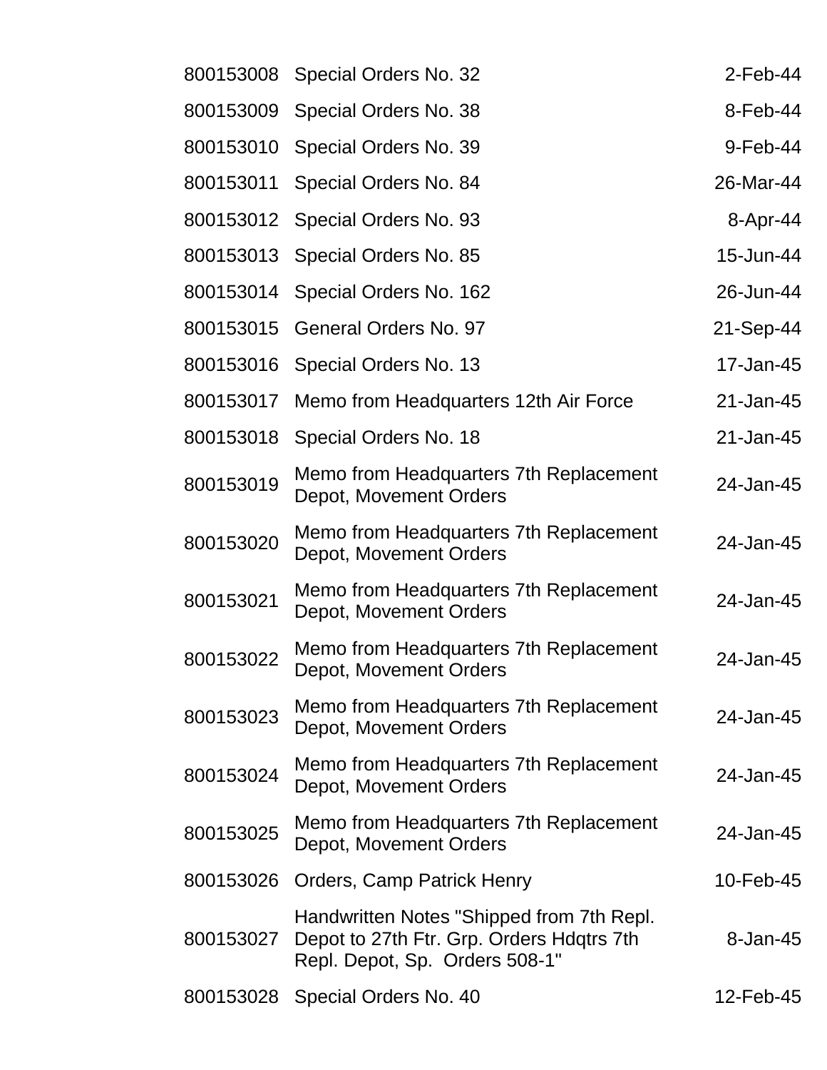| | | |
|---|---|---|
| 800153008 | Special Orders No. 32 | 2-Feb-44 |
| 800153009 | Special Orders No. 38 | 8-Feb-44 |
| 800153010 | Special Orders No. 39 | 9-Feb-44 |
| 800153011 | Special Orders No. 84 | 26-Mar-44 |
| 800153012 | Special Orders No. 93 | 8-Apr-44 |
| 800153013 | Special Orders No. 85 | 15-Jun-44 |
| 800153014 | Special Orders No. 162 | 26-Jun-44 |
| 800153015 | General Orders No. 97 | 21-Sep-44 |
| 800153016 | Special Orders No. 13 | 17-Jan-45 |
| 800153017 | Memo from Headquarters 12th Air Force | 21-Jan-45 |
| 800153018 | Special Orders No. 18 | 21-Jan-45 |
| 800153019 | Memo from Headquarters 7th Replacement Depot, Movement Orders | 24-Jan-45 |
| 800153020 | Memo from Headquarters 7th Replacement Depot, Movement Orders | 24-Jan-45 |
| 800153021 | Memo from Headquarters 7th Replacement Depot, Movement Orders | 24-Jan-45 |
| 800153022 | Memo from Headquarters 7th Replacement Depot, Movement Orders | 24-Jan-45 |
| 800153023 | Memo from Headquarters 7th Replacement Depot, Movement Orders | 24-Jan-45 |
| 800153024 | Memo from Headquarters 7th Replacement Depot, Movement Orders | 24-Jan-45 |
| 800153025 | Memo from Headquarters 7th Replacement Depot, Movement Orders | 24-Jan-45 |
| 800153026 | Orders, Camp Patrick Henry | 10-Feb-45 |
| 800153027 | Handwritten Notes "Shipped from 7th Repl. Depot to 27th Ftr. Grp. Orders Hdqtrs 7th Repl. Depot, Sp. Orders 508-1" | 8-Jan-45 |
| 800153028 | Special Orders No. 40 | 12-Feb-45 |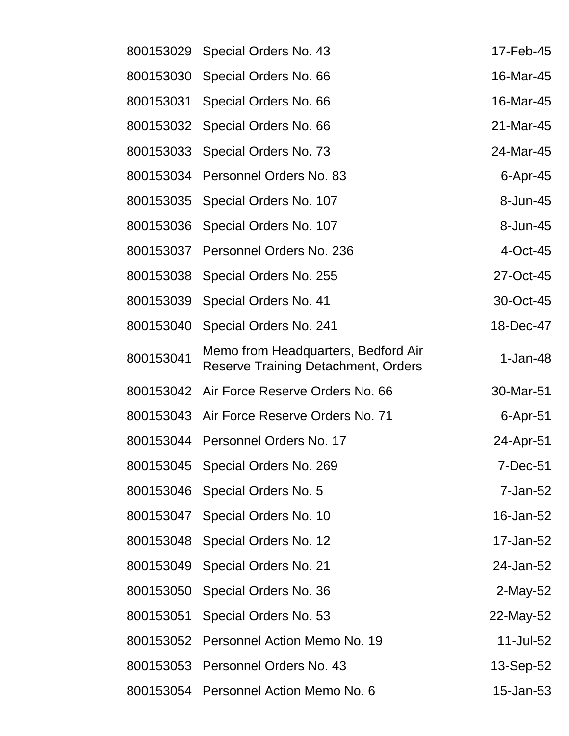| | | |
|---|---|---|
| 800153029 | Special Orders No. 43 | 17-Feb-45 |
| 800153030 | Special Orders No. 66 | 16-Mar-45 |
| 800153031 | Special Orders No. 66 | 16-Mar-45 |
| 800153032 | Special Orders No. 66 | 21-Mar-45 |
| 800153033 | Special Orders No. 73 | 24-Mar-45 |
| 800153034 | Personnel Orders No. 83 | 6-Apr-45 |
| 800153035 | Special Orders No. 107 | 8-Jun-45 |
| 800153036 | Special Orders No. 107 | 8-Jun-45 |
| 800153037 | Personnel Orders No. 236 | 4-Oct-45 |
| 800153038 | Special Orders No. 255 | 27-Oct-45 |
| 800153039 | Special Orders No. 41 | 30-Oct-45 |
| 800153040 | Special Orders No. 241 | 18-Dec-47 |
| 800153041 | Memo from Headquarters, Bedford Air Reserve Training Detachment, Orders | 1-Jan-48 |
| 800153042 | Air Force Reserve Orders No. 66 | 30-Mar-51 |
| 800153043 | Air Force Reserve Orders No. 71 | 6-Apr-51 |
| 800153044 | Personnel Orders No. 17 | 24-Apr-51 |
| 800153045 | Special Orders No. 269 | 7-Dec-51 |
| 800153046 | Special Orders No. 5 | 7-Jan-52 |
| 800153047 | Special Orders No. 10 | 16-Jan-52 |
| 800153048 | Special Orders No. 12 | 17-Jan-52 |
| 800153049 | Special Orders No. 21 | 24-Jan-52 |
| 800153050 | Special Orders No. 36 | 2-May-52 |
| 800153051 | Special Orders No. 53 | 22-May-52 |
| 800153052 | Personnel Action Memo No. 19 | 11-Jul-52 |
| 800153053 | Personnel Orders No. 43 | 13-Sep-52 |
| 800153054 | Personnel Action Memo No. 6 | 15-Jan-53 |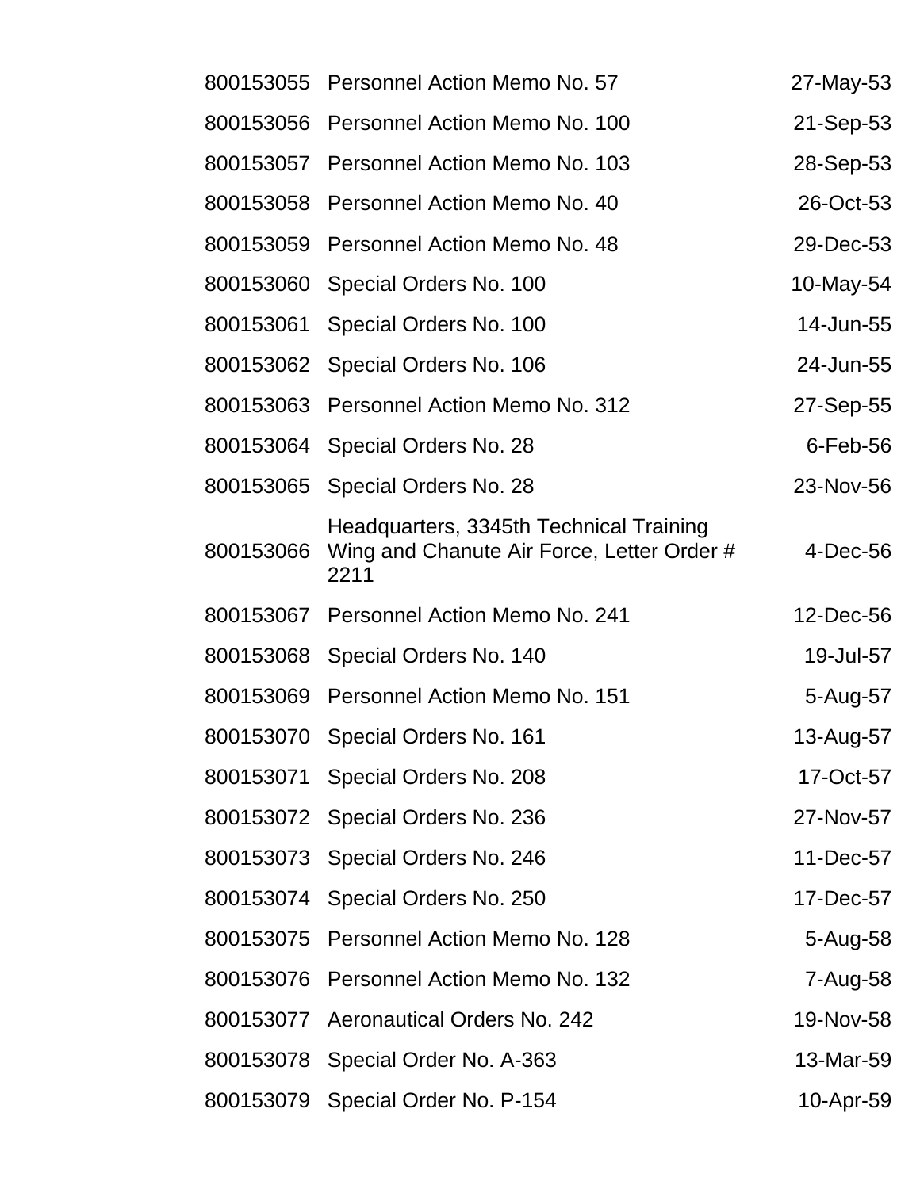| | | |
|---|---|---|
| 800153055 | Personnel Action Memo No. 57 | 27-May-53 |
| 800153056 | Personnel Action Memo No. 100 | 21-Sep-53 |
| 800153057 | Personnel Action Memo No. 103 | 28-Sep-53 |
| 800153058 | Personnel Action Memo No. 40 | 26-Oct-53 |
| 800153059 | Personnel Action Memo No. 48 | 29-Dec-53 |
| 800153060 | Special Orders No. 100 | 10-May-54 |
| 800153061 | Special Orders No. 100 | 14-Jun-55 |
| 800153062 | Special Orders No. 106 | 24-Jun-55 |
| 800153063 | Personnel Action Memo No. 312 | 27-Sep-55 |
| 800153064 | Special Orders No. 28 | 6-Feb-56 |
| 800153065 | Special Orders No. 28 | 23-Nov-56 |
| 800153066 | Headquarters, 3345th Technical Training Wing and Chanute Air Force, Letter Order # 2211 | 4-Dec-56 |
| 800153067 | Personnel Action Memo No. 241 | 12-Dec-56 |
| 800153068 | Special Orders No. 140 | 19-Jul-57 |
| 800153069 | Personnel Action Memo No. 151 | 5-Aug-57 |
| 800153070 | Special Orders No. 161 | 13-Aug-57 |
| 800153071 | Special Orders No. 208 | 17-Oct-57 |
| 800153072 | Special Orders No. 236 | 27-Nov-57 |
| 800153073 | Special Orders No. 246 | 11-Dec-57 |
| 800153074 | Special Orders No. 250 | 17-Dec-57 |
| 800153075 | Personnel Action Memo No. 128 | 5-Aug-58 |
| 800153076 | Personnel Action Memo No. 132 | 7-Aug-58 |
| 800153077 | Aeronautical Orders No. 242 | 19-Nov-58 |
| 800153078 | Special Order No. A-363 | 13-Mar-59 |
| 800153079 | Special Order No. P-154 | 10-Apr-59 |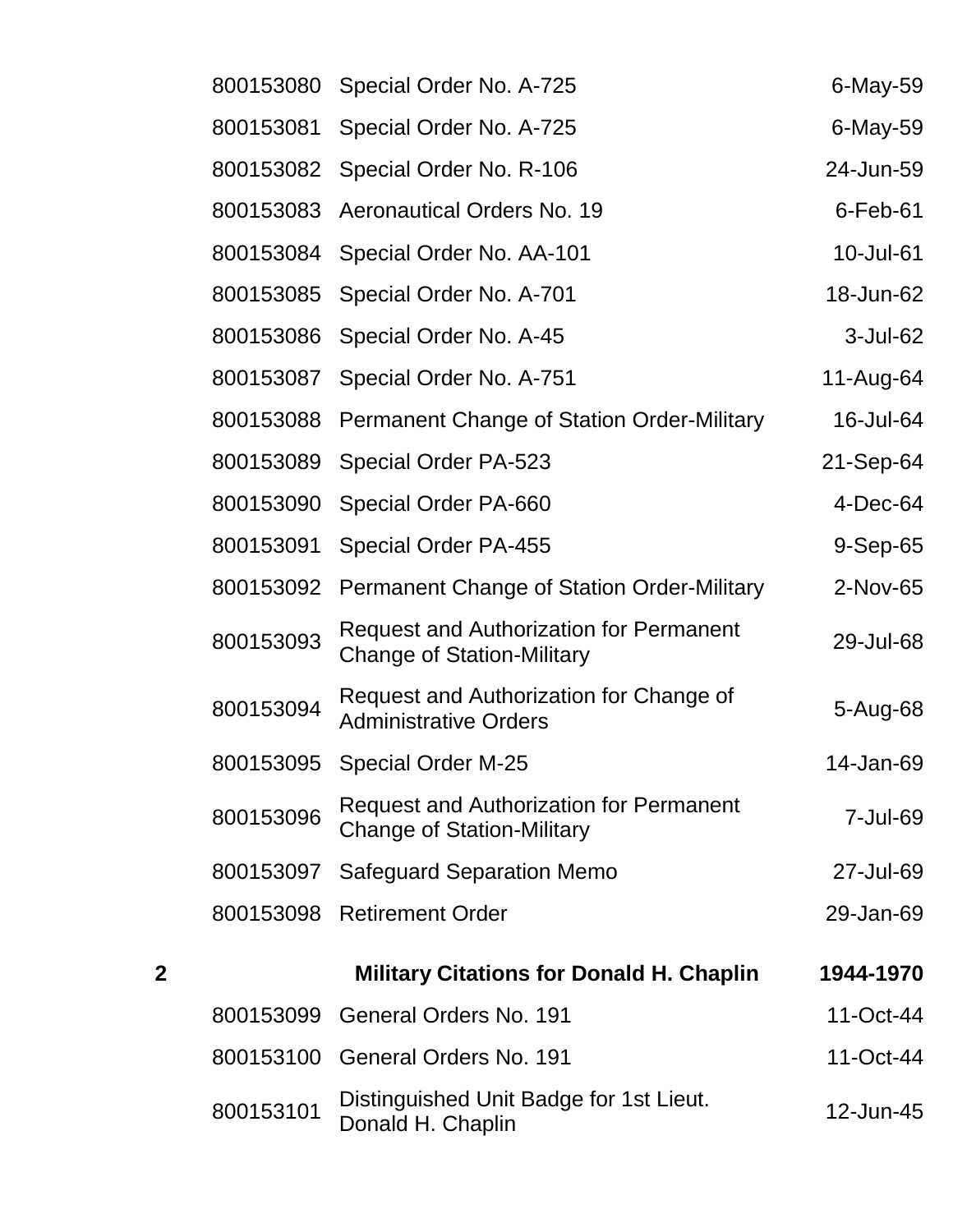| | | | |
|---|---|---|---|
| | 800153080 | Special Order No. A-725 | 6-May-59 |
| | 800153081 | Special Order No. A-725 | 6-May-59 |
| | 800153082 | Special Order No. R-106 | 24-Jun-59 |
| | 800153083 | Aeronautical Orders No. 19 | 6-Feb-61 |
| | 800153084 | Special Order No. AA-101 | 10-Jul-61 |
| | 800153085 | Special Order No. A-701 | 18-Jun-62 |
| | 800153086 | Special Order No. A-45 | 3-Jul-62 |
| | 800153087 | Special Order No. A-751 | 11-Aug-64 |
| | 800153088 | Permanent Change of Station Order-Military | 16-Jul-64 |
| | 800153089 | Special Order PA-523 | 21-Sep-64 |
| | 800153090 | Special Order PA-660 | 4-Dec-64 |
| | 800153091 | Special Order PA-455 | 9-Sep-65 |
| | 800153092 | Permanent Change of Station Order-Military | 2-Nov-65 |
| | 800153093 | Request and Authorization for Permanent Change of Station-Military | 29-Jul-68 |
| | 800153094 | Request and Authorization for Change of Administrative Orders | 5-Aug-68 |
| | 800153095 | Special Order M-25 | 14-Jan-69 |
| | 800153096 | Request and Authorization for Permanent Change of Station-Military | 7-Jul-69 |
| | 800153097 | Safeguard Separation Memo | 27-Jul-69 |
| | 800153098 | Retirement Order | 29-Jan-69 |
| **2** | | **Military Citations for Donald H. Chaplin** | **1944-1970** |
| | 800153099 | General Orders No. 191 | 11-Oct-44 |
| | 800153100 | General Orders No. 191 | 11-Oct-44 |
| | 800153101 | Distinguished Unit Badge for 1st Lieut. Donald H. Chaplin | 12-Jun-45 |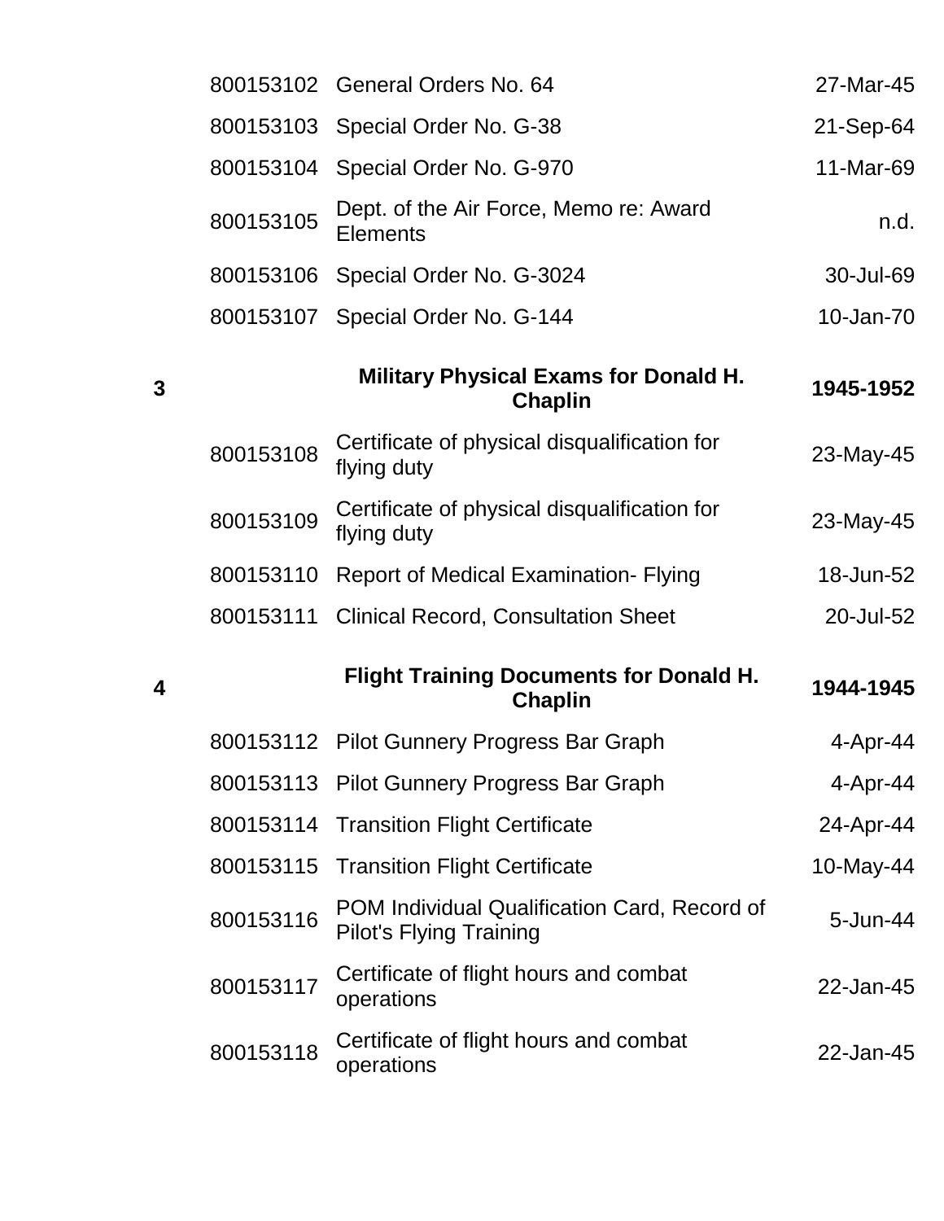| | | | |
|---|---|---|---|
| | 800153102 | General Orders No. 64 | 27-Mar-45 |
| | 800153103 | Special Order No. G-38 | 21-Sep-64 |
| | 800153104 | Special Order No. G-970 | 11-Mar-69 |
| | 800153105 | Dept. of the Air Force, Memo re: Award Elements | n.d. |
| | 800153106 | Special Order No. G-3024 | 30-Jul-69 |
| | 800153107 | Special Order No. G-144 | 10-Jan-70 |
| **3** | | **Military Physical Exams for Donald H. Chaplin** | **1945-1952** |
| | 800153108 | Certificate of physical disqualification for flying duty | 23-May-45 |
| | 800153109 | Certificate of physical disqualification for flying duty | 23-May-45 |
| | 800153110 | Report of Medical Examination- Flying | 18-Jun-52 |
| | 800153111 | Clinical Record, Consultation Sheet | 20-Jul-52 |
| **4** | | **Flight Training Documents for Donald H. Chaplin** | **1944-1945** |
| | 800153112 | Pilot Gunnery Progress Bar Graph | 4-Apr-44 |
| | 800153113 | Pilot Gunnery Progress Bar Graph | 4-Apr-44 |
| | 800153114 | Transition Flight Certificate | 24-Apr-44 |
| | 800153115 | Transition Flight Certificate | 10-May-44 |
| | 800153116 | POM Individual Qualification Card, Record of Pilot's Flying Training | 5-Jun-44 |
| | 800153117 | Certificate of flight hours and combat operations | 22-Jan-45 |
| | 800153118 | Certificate of flight hours and combat operations | 22-Jan-45 |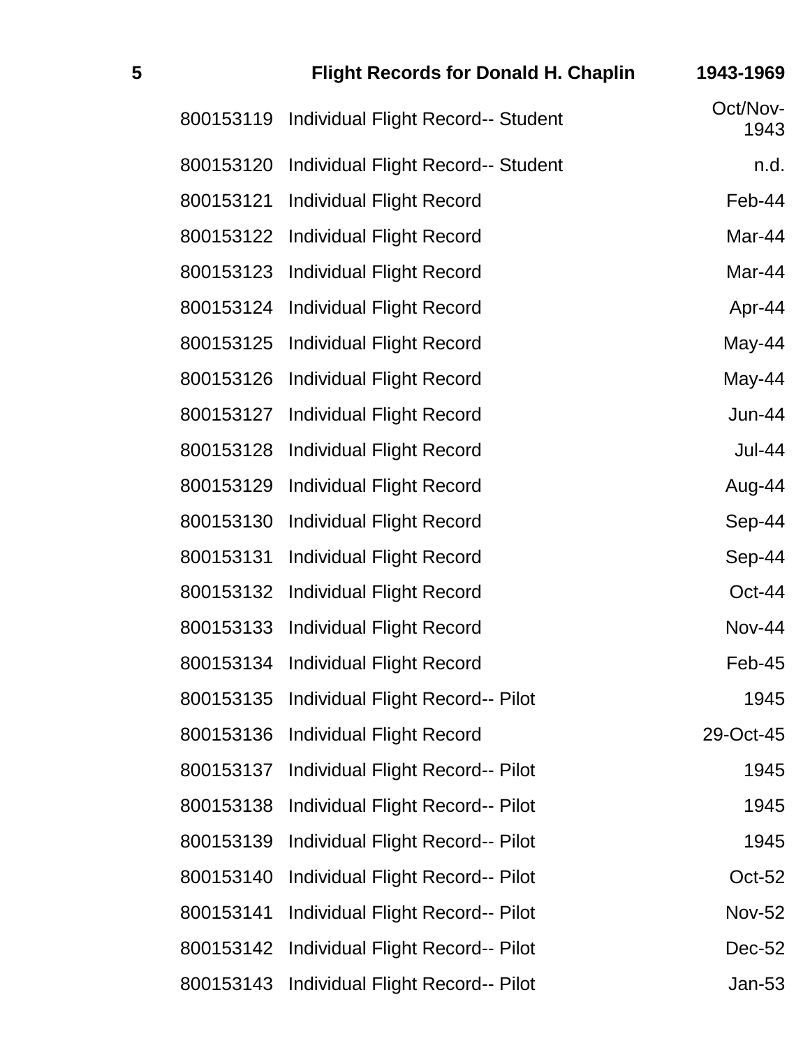| 5 | | Flight Records for Donald H. Chaplin | 1943-1969 |
|---|---|---|---|
| | 800153119 | Individual Flight Record-- Student | Oct/Nov-1943 |
| | 800153120 | Individual Flight Record-- Student | n.d. |
| | 800153121 | Individual Flight Record | Feb-44 |
| | 800153122 | Individual Flight Record | Mar-44 |
| | 800153123 | Individual Flight Record | Mar-44 |
| | 800153124 | Individual Flight Record | Apr-44 |
| | 800153125 | Individual Flight Record | May-44 |
| | 800153126 | Individual Flight Record | May-44 |
| | 800153127 | Individual Flight Record | Jun-44 |
| | 800153128 | Individual Flight Record | Jul-44 |
| | 800153129 | Individual Flight Record | Aug-44 |
| | 800153130 | Individual Flight Record | Sep-44 |
| | 800153131 | Individual Flight Record | Sep-44 |
| | 800153132 | Individual Flight Record | Oct-44 |
| | 800153133 | Individual Flight Record | Nov-44 |
| | 800153134 | Individual Flight Record | Feb-45 |
| | 800153135 | Individual Flight Record-- Pilot | 1945 |
| | 800153136 | Individual Flight Record | 29-Oct-45 |
| | 800153137 | Individual Flight Record-- Pilot | 1945 |
| | 800153138 | Individual Flight Record-- Pilot | 1945 |
| | 800153139 | Individual Flight Record-- Pilot | 1945 |
| | 800153140 | Individual Flight Record-- Pilot | Oct-52 |
| | 800153141 | Individual Flight Record-- Pilot | Nov-52 |
| | 800153142 | Individual Flight Record-- Pilot | Dec-52 |
| | 800153143 | Individual Flight Record-- Pilot | Jan-53 |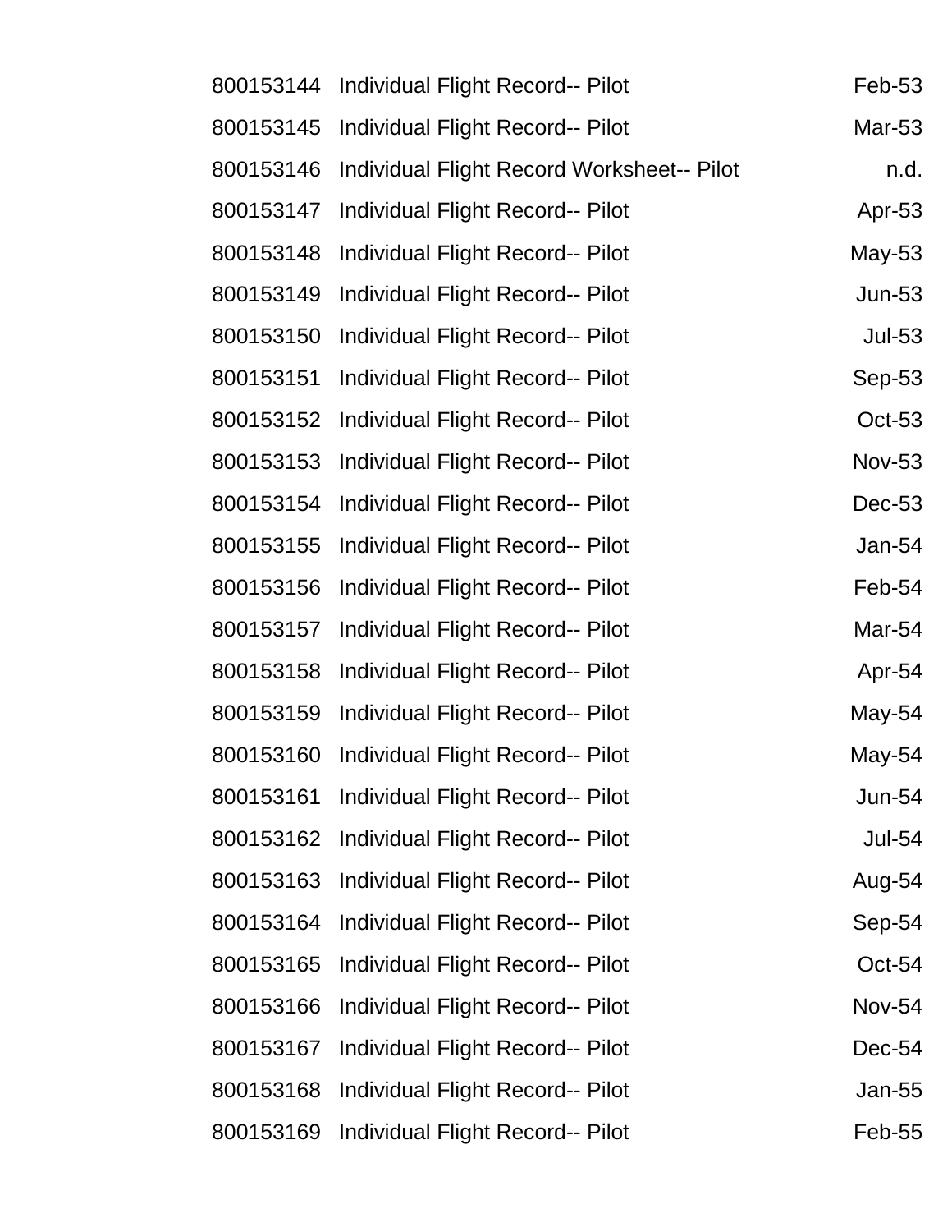| | | |
|---|---|---|
| 800153144 | Individual Flight Record-- Pilot | Feb-53 |
| 800153145 | Individual Flight Record-- Pilot | Mar-53 |
| 800153146 | Individual Flight Record Worksheet-- Pilot | n.d. |
| 800153147 | Individual Flight Record-- Pilot | Apr-53 |
| 800153148 | Individual Flight Record-- Pilot | May-53 |
| 800153149 | Individual Flight Record-- Pilot | Jun-53 |
| 800153150 | Individual Flight Record-- Pilot | Jul-53 |
| 800153151 | Individual Flight Record-- Pilot | Sep-53 |
| 800153152 | Individual Flight Record-- Pilot | Oct-53 |
| 800153153 | Individual Flight Record-- Pilot | Nov-53 |
| 800153154 | Individual Flight Record-- Pilot | Dec-53 |
| 800153155 | Individual Flight Record-- Pilot | Jan-54 |
| 800153156 | Individual Flight Record-- Pilot | Feb-54 |
| 800153157 | Individual Flight Record-- Pilot | Mar-54 |
| 800153158 | Individual Flight Record-- Pilot | Apr-54 |
| 800153159 | Individual Flight Record-- Pilot | May-54 |
| 800153160 | Individual Flight Record-- Pilot | May-54 |
| 800153161 | Individual Flight Record-- Pilot | Jun-54 |
| 800153162 | Individual Flight Record-- Pilot | Jul-54 |
| 800153163 | Individual Flight Record-- Pilot | Aug-54 |
| 800153164 | Individual Flight Record-- Pilot | Sep-54 |
| 800153165 | Individual Flight Record-- Pilot | Oct-54 |
| 800153166 | Individual Flight Record-- Pilot | Nov-54 |
| 800153167 | Individual Flight Record-- Pilot | Dec-54 |
| 800153168 | Individual Flight Record-- Pilot | Jan-55 |
| 800153169 | Individual Flight Record-- Pilot | Feb-55 |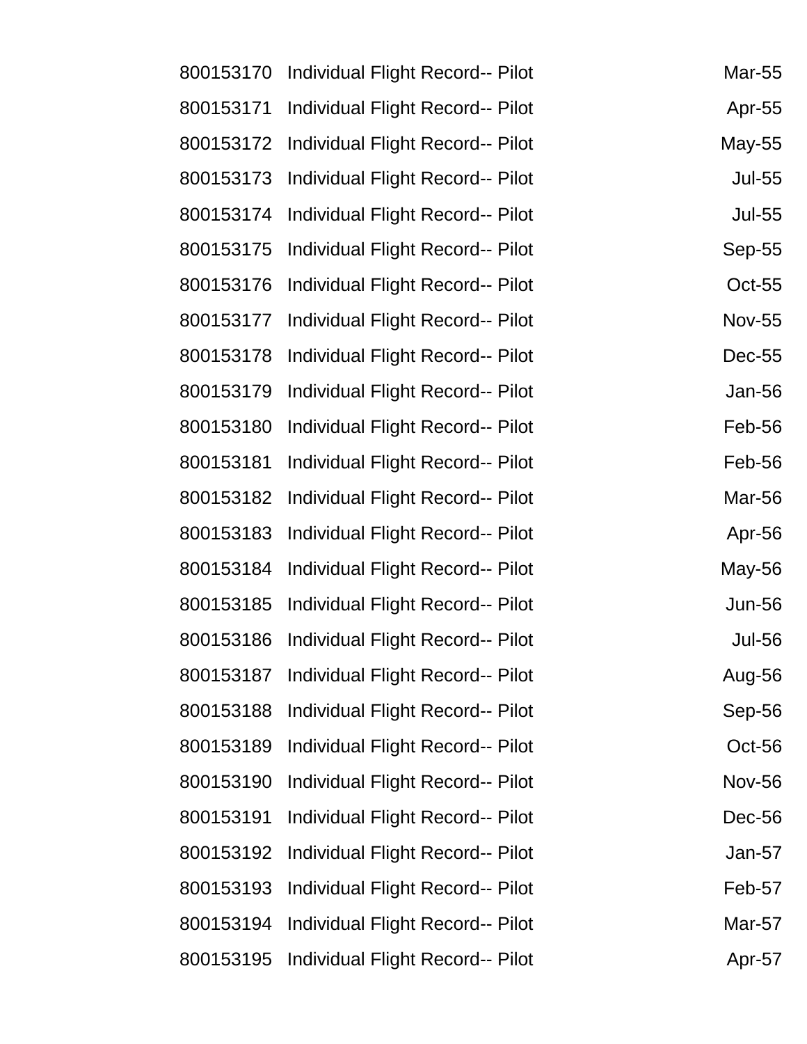| | | |
|---|---|---|
| 800153170 | Individual Flight Record-- Pilot | Mar-55 |
| 800153171 | Individual Flight Record-- Pilot | Apr-55 |
| 800153172 | Individual Flight Record-- Pilot | May-55 |
| 800153173 | Individual Flight Record-- Pilot | Jul-55 |
| 800153174 | Individual Flight Record-- Pilot | Jul-55 |
| 800153175 | Individual Flight Record-- Pilot | Sep-55 |
| 800153176 | Individual Flight Record-- Pilot | Oct-55 |
| 800153177 | Individual Flight Record-- Pilot | Nov-55 |
| 800153178 | Individual Flight Record-- Pilot | Dec-55 |
| 800153179 | Individual Flight Record-- Pilot | Jan-56 |
| 800153180 | Individual Flight Record-- Pilot | Feb-56 |
| 800153181 | Individual Flight Record-- Pilot | Feb-56 |
| 800153182 | Individual Flight Record-- Pilot | Mar-56 |
| 800153183 | Individual Flight Record-- Pilot | Apr-56 |
| 800153184 | Individual Flight Record-- Pilot | May-56 |
| 800153185 | Individual Flight Record-- Pilot | Jun-56 |
| 800153186 | Individual Flight Record-- Pilot | Jul-56 |
| 800153187 | Individual Flight Record-- Pilot | Aug-56 |
| 800153188 | Individual Flight Record-- Pilot | Sep-56 |
| 800153189 | Individual Flight Record-- Pilot | Oct-56 |
| 800153190 | Individual Flight Record-- Pilot | Nov-56 |
| 800153191 | Individual Flight Record-- Pilot | Dec-56 |
| 800153192 | Individual Flight Record-- Pilot | Jan-57 |
| 800153193 | Individual Flight Record-- Pilot | Feb-57 |
| 800153194 | Individual Flight Record-- Pilot | Mar-57 |
| 800153195 | Individual Flight Record-- Pilot | Apr-57 |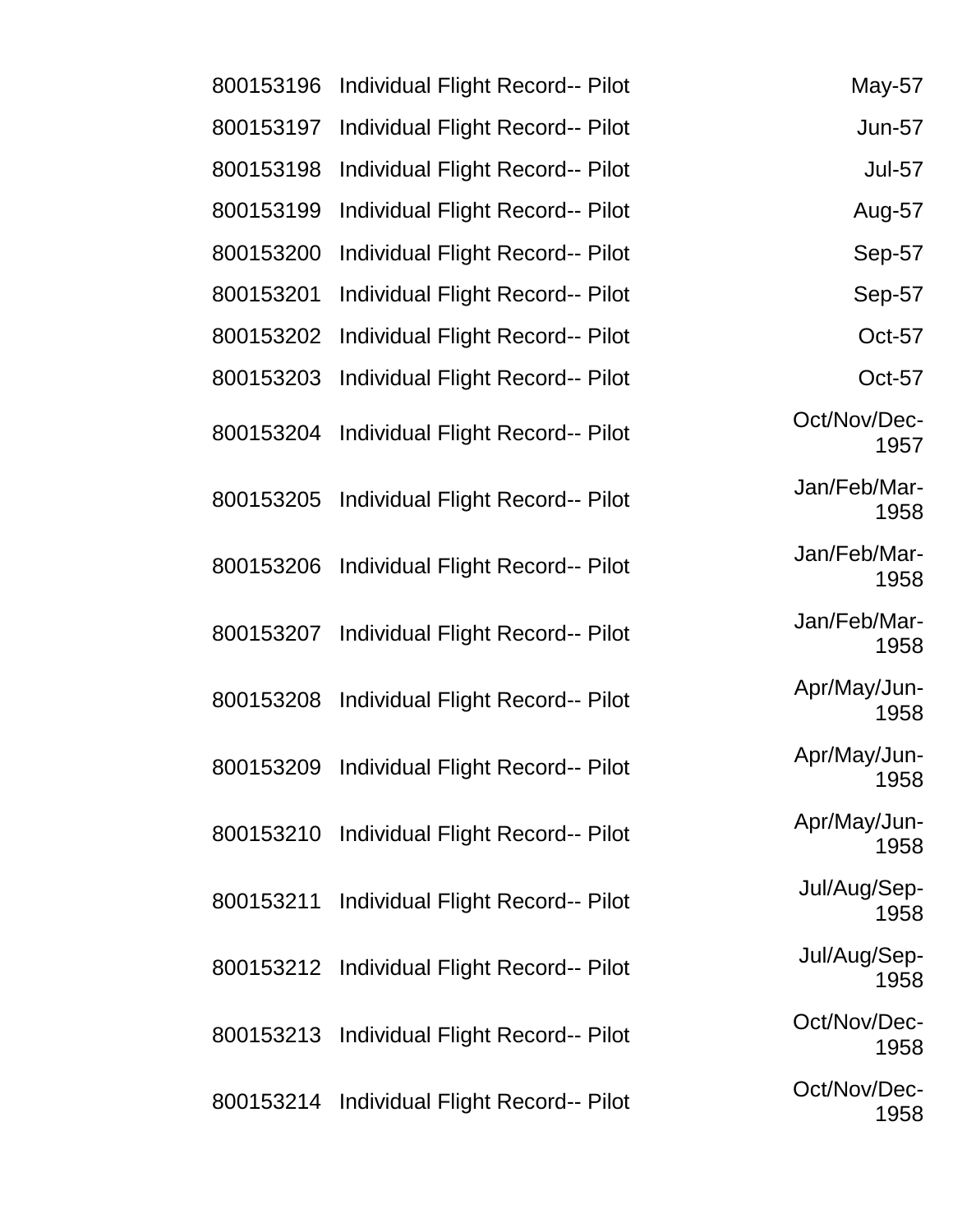| | | |
|---|---|---|
| 800153196 | Individual Flight Record-- Pilot | May-57 |
| 800153197 | Individual Flight Record-- Pilot | Jun-57 |
| 800153198 | Individual Flight Record-- Pilot | Jul-57 |
| 800153199 | Individual Flight Record-- Pilot | Aug-57 |
| 800153200 | Individual Flight Record-- Pilot | Sep-57 |
| 800153201 | Individual Flight Record-- Pilot | Sep-57 |
| 800153202 | Individual Flight Record-- Pilot | Oct-57 |
| 800153203 | Individual Flight Record-- Pilot | Oct-57 |
| 800153204 | Individual Flight Record-- Pilot | Oct/Nov/Dec-1957 |
| 800153205 | Individual Flight Record-- Pilot | Jan/Feb/Mar-1958 |
| 800153206 | Individual Flight Record-- Pilot | Jan/Feb/Mar-1958 |
| 800153207 | Individual Flight Record-- Pilot | Jan/Feb/Mar-1958 |
| 800153208 | Individual Flight Record-- Pilot | Apr/May/Jun-1958 |
| 800153209 | Individual Flight Record-- Pilot | Apr/May/Jun-1958 |
| 800153210 | Individual Flight Record-- Pilot | Apr/May/Jun-1958 |
| 800153211 | Individual Flight Record-- Pilot | Jul/Aug/Sep-1958 |
| 800153212 | Individual Flight Record-- Pilot | Jul/Aug/Sep-1958 |
| 800153213 | Individual Flight Record-- Pilot | Oct/Nov/Dec-1958 |
| 800153214 | Individual Flight Record-- Pilot | Oct/Nov/Dec-1958 |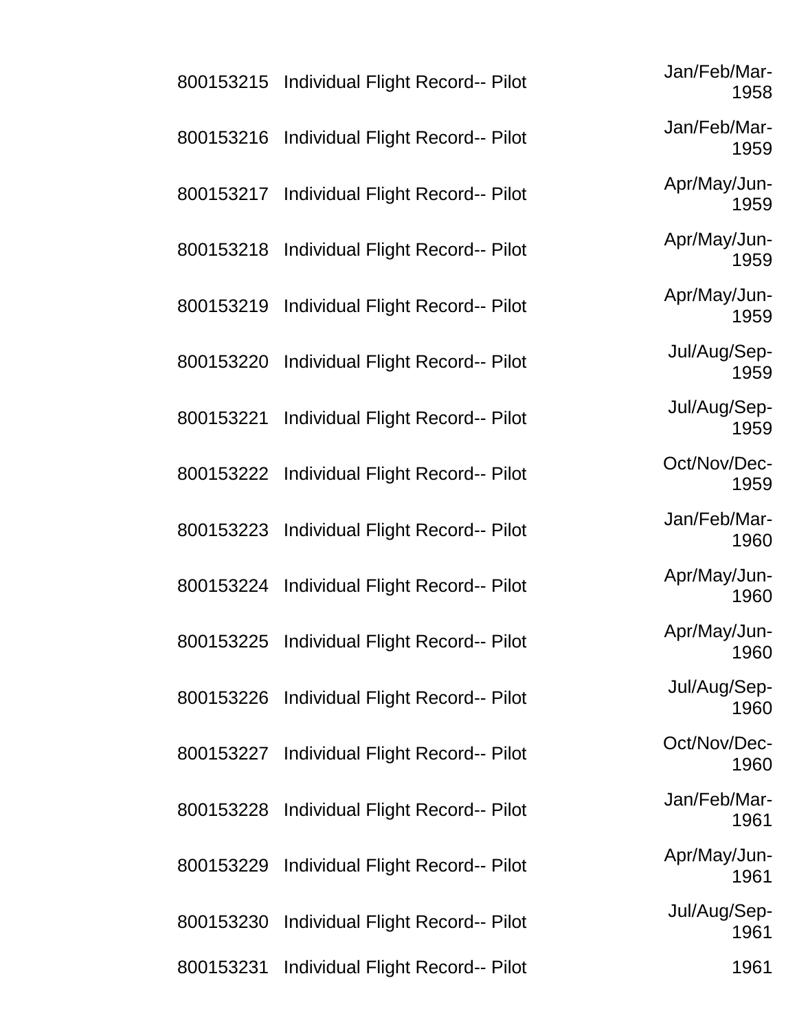| | | |
|---|---|---|
| 800153215 | Individual Flight Record-- Pilot | Jan/Feb/Mar-1958 |
| 800153216 | Individual Flight Record-- Pilot | Jan/Feb/Mar-1959 |
| 800153217 | Individual Flight Record-- Pilot | Apr/May/Jun-1959 |
| 800153218 | Individual Flight Record-- Pilot | Apr/May/Jun-1959 |
| 800153219 | Individual Flight Record-- Pilot | Apr/May/Jun-1959 |
| 800153220 | Individual Flight Record-- Pilot | Jul/Aug/Sep-1959 |
| 800153221 | Individual Flight Record-- Pilot | Jul/Aug/Sep-1959 |
| 800153222 | Individual Flight Record-- Pilot | Oct/Nov/Dec-1959 |
| 800153223 | Individual Flight Record-- Pilot | Jan/Feb/Mar-1960 |
| 800153224 | Individual Flight Record-- Pilot | Apr/May/Jun-1960 |
| 800153225 | Individual Flight Record-- Pilot | Apr/May/Jun-1960 |
| 800153226 | Individual Flight Record-- Pilot | Jul/Aug/Sep-1960 |
| 800153227 | Individual Flight Record-- Pilot | Oct/Nov/Dec-1960 |
| 800153228 | Individual Flight Record-- Pilot | Jan/Feb/Mar-1961 |
| 800153229 | Individual Flight Record-- Pilot | Apr/May/Jun-1961 |
| 800153230 | Individual Flight Record-- Pilot | Jul/Aug/Sep-1961 |
| 800153231 | Individual Flight Record-- Pilot | 1961 |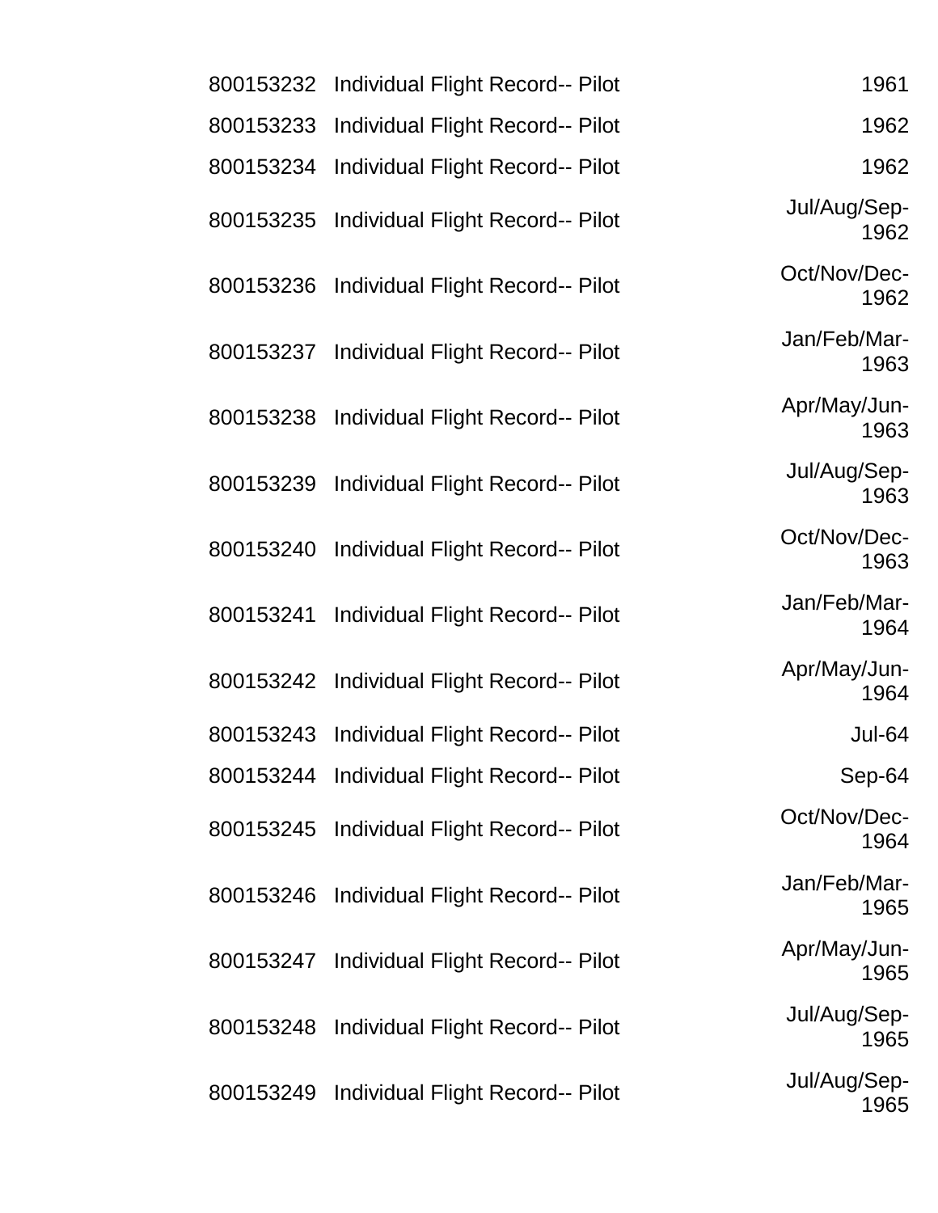| | | |
|---|---|---|
| 800153232 | Individual Flight Record-- Pilot | 1961 |
| 800153233 | Individual Flight Record-- Pilot | 1962 |
| 800153234 | Individual Flight Record-- Pilot | 1962 |
| 800153235 | Individual Flight Record-- Pilot | Jul/Aug/Sep-1962 |
| 800153236 | Individual Flight Record-- Pilot | Oct/Nov/Dec-1962 |
| 800153237 | Individual Flight Record-- Pilot | Jan/Feb/Mar-1963 |
| 800153238 | Individual Flight Record-- Pilot | Apr/May/Jun-1963 |
| 800153239 | Individual Flight Record-- Pilot | Jul/Aug/Sep-1963 |
| 800153240 | Individual Flight Record-- Pilot | Oct/Nov/Dec-1963 |
| 800153241 | Individual Flight Record-- Pilot | Jan/Feb/Mar-1964 |
| 800153242 | Individual Flight Record-- Pilot | Apr/May/Jun-1964 |
| 800153243 | Individual Flight Record-- Pilot | Jul-64 |
| 800153244 | Individual Flight Record-- Pilot | Sep-64 |
| 800153245 | Individual Flight Record-- Pilot | Oct/Nov/Dec-1964 |
| 800153246 | Individual Flight Record-- Pilot | Jan/Feb/Mar-1965 |
| 800153247 | Individual Flight Record-- Pilot | Apr/May/Jun-1965 |
| 800153248 | Individual Flight Record-- Pilot | Jul/Aug/Sep-1965 |
| 800153249 | Individual Flight Record-- Pilot | Jul/Aug/Sep-1965 |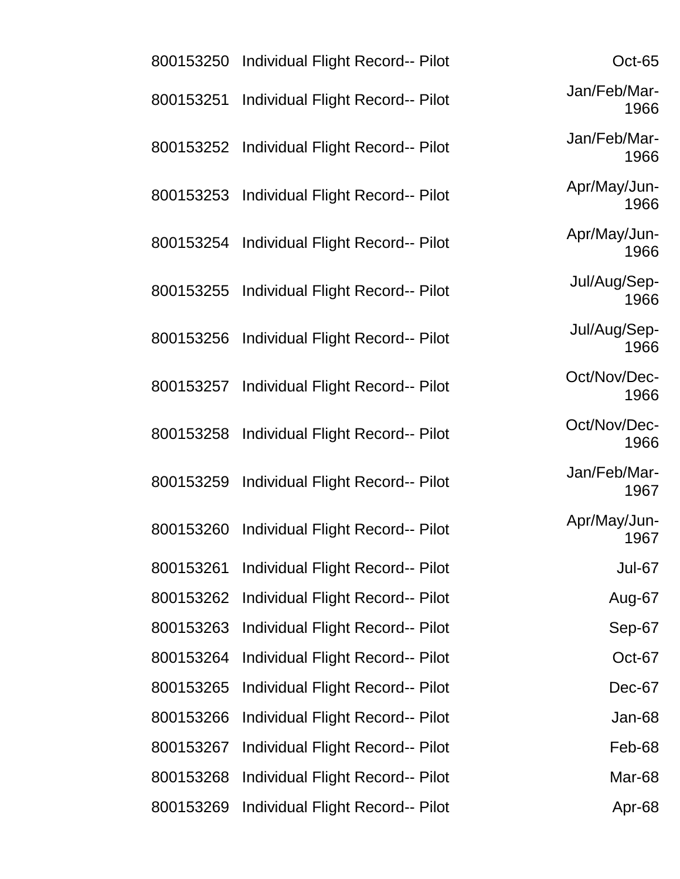| | | |
|---|---|---|
| 800153250 | Individual Flight Record-- Pilot | Oct-65 |
| 800153251 | Individual Flight Record-- Pilot | Jan/Feb/Mar-1966 |
| 800153252 | Individual Flight Record-- Pilot | Jan/Feb/Mar-1966 |
| 800153253 | Individual Flight Record-- Pilot | Apr/May/Jun-1966 |
| 800153254 | Individual Flight Record-- Pilot | Apr/May/Jun-1966 |
| 800153255 | Individual Flight Record-- Pilot | Jul/Aug/Sep-1966 |
| 800153256 | Individual Flight Record-- Pilot | Jul/Aug/Sep-1966 |
| 800153257 | Individual Flight Record-- Pilot | Oct/Nov/Dec-1966 |
| 800153258 | Individual Flight Record-- Pilot | Oct/Nov/Dec-1966 |
| 800153259 | Individual Flight Record-- Pilot | Jan/Feb/Mar-1967 |
| 800153260 | Individual Flight Record-- Pilot | Apr/May/Jun-1967 |
| 800153261 | Individual Flight Record-- Pilot | Jul-67 |
| 800153262 | Individual Flight Record-- Pilot | Aug-67 |
| 800153263 | Individual Flight Record-- Pilot | Sep-67 |
| 800153264 | Individual Flight Record-- Pilot | Oct-67 |
| 800153265 | Individual Flight Record-- Pilot | Dec-67 |
| 800153266 | Individual Flight Record-- Pilot | Jan-68 |
| 800153267 | Individual Flight Record-- Pilot | Feb-68 |
| 800153268 | Individual Flight Record-- Pilot | Mar-68 |
| 800153269 | Individual Flight Record-- Pilot | Apr-68 |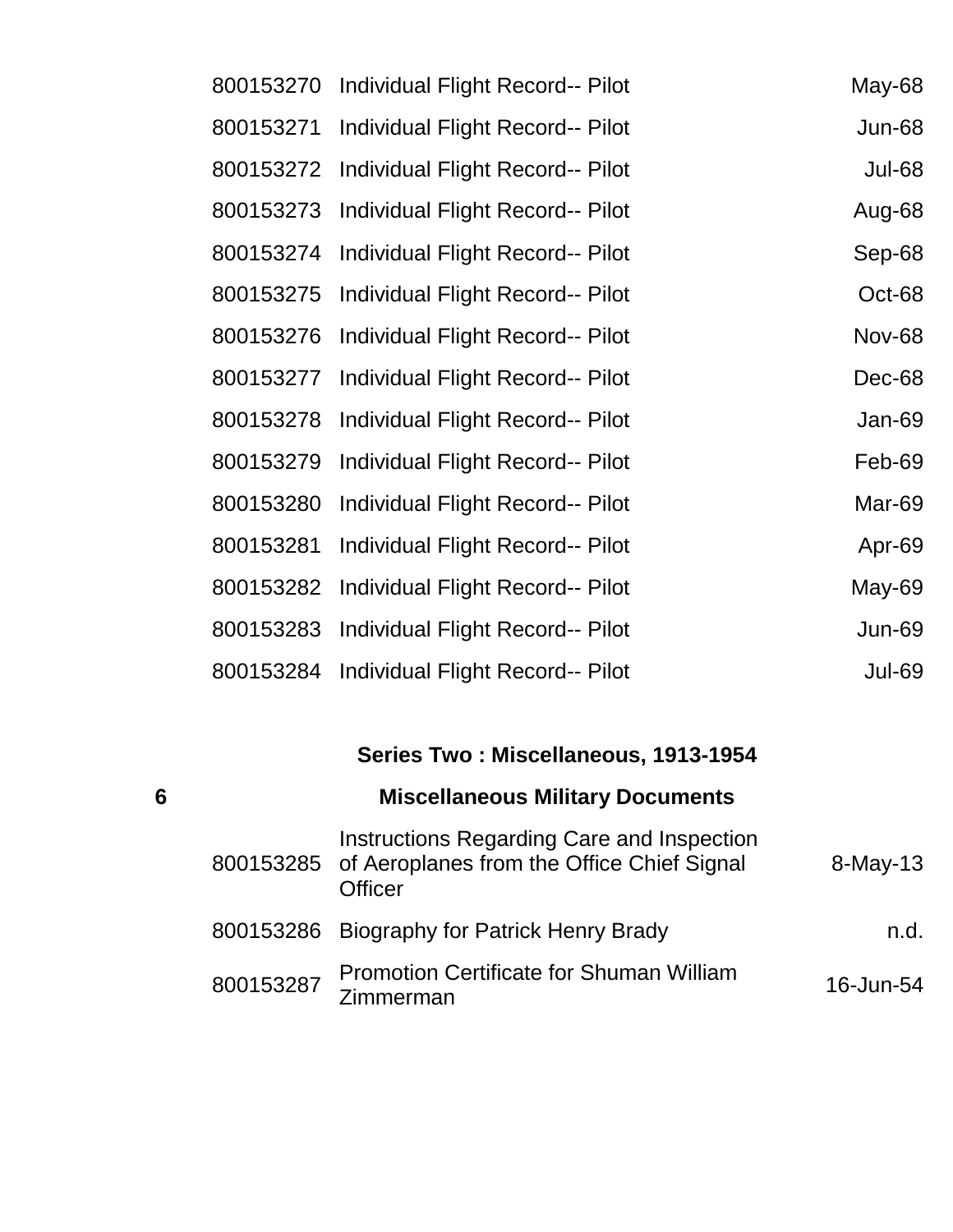| | | | |
|---|---|---|---|
| | 800153270 | Individual Flight Record-- Pilot | May-68 |
| | 800153271 | Individual Flight Record-- Pilot | Jun-68 |
| | 800153272 | Individual Flight Record-- Pilot | Jul-68 |
| | 800153273 | Individual Flight Record-- Pilot | Aug-68 |
| | 800153274 | Individual Flight Record-- Pilot | Sep-68 |
| | 800153275 | Individual Flight Record-- Pilot | Oct-68 |
| | 800153276 | Individual Flight Record-- Pilot | Nov-68 |
| | 800153277 | Individual Flight Record-- Pilot | Dec-68 |
| | 800153278 | Individual Flight Record-- Pilot | Jan-69 |
| | 800153279 | Individual Flight Record-- Pilot | Feb-69 |
| | 800153280 | Individual Flight Record-- Pilot | Mar-69 |
| | 800153281 | Individual Flight Record-- Pilot | Apr-69 |
| | 800153282 | Individual Flight Record-- Pilot | May-69 |
| | 800153283 | Individual Flight Record-- Pilot | Jun-69 |
| | 800153284 | Individual Flight Record-- Pilot | Jul-69 |

**Series Two : Miscellaneous, 1913-1954**

| | | | |
|---|---|---|---|
| **6** | | **Miscellaneous Military Documents** | |
| | 800153285 | Instructions Regarding Care and Inspection of Aeroplanes from the Office Chief Signal Officer | 8-May-13 |
| | 800153286 | Biography for Patrick Henry Brady | n.d. |
| | 800153287 | Promotion Certificate for Shuman William Zimmerman | 16-Jun-54 |